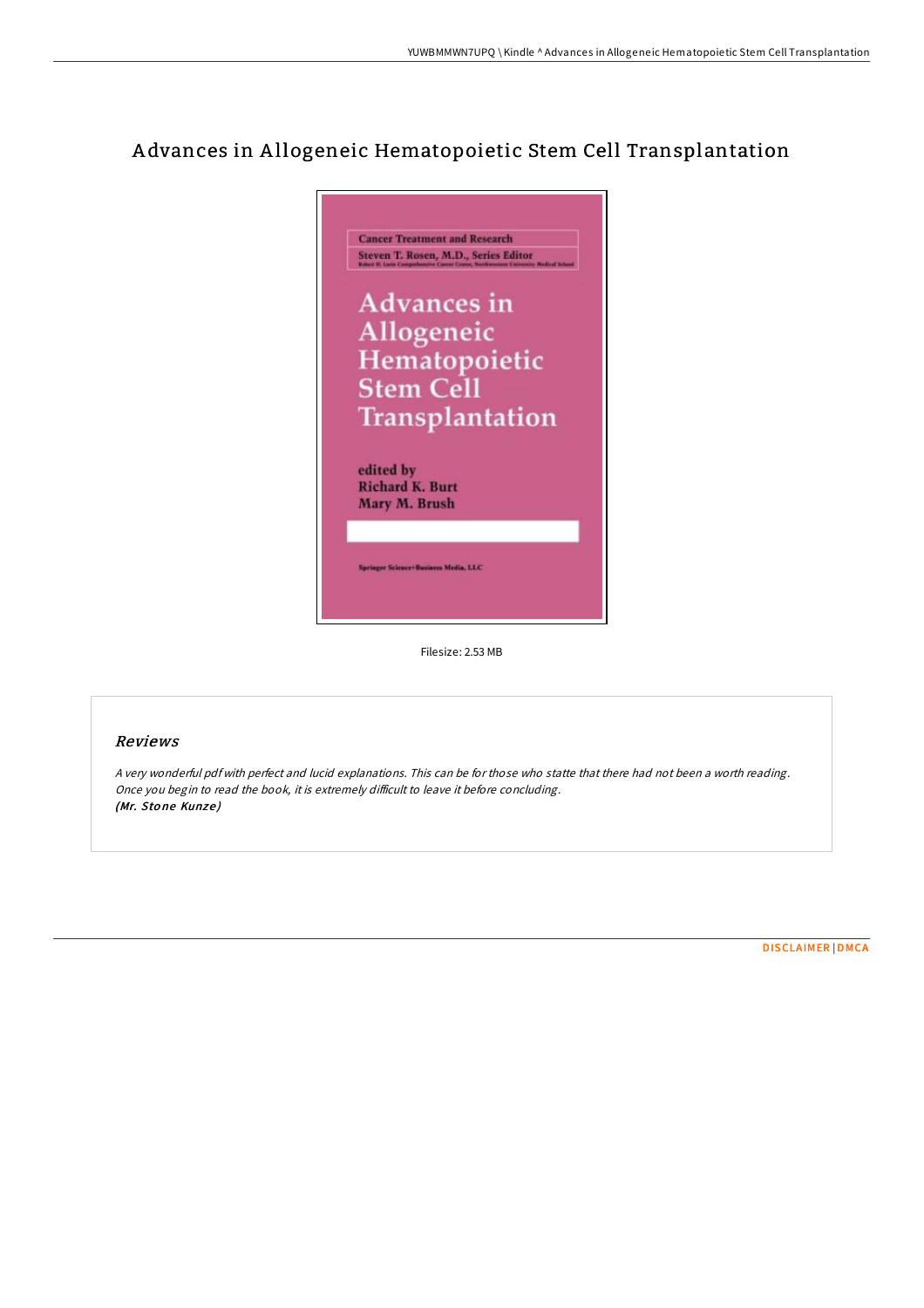# Advances in Allogeneic Hematopoietic Stem Cell Transplantation

Cancer Treatment and Research

Steven T. Rosen, M.D., Series Editor

Robert H. Lurie Comprehensive Cancer Center, Northwestern University Medical School

Advances in Allogeneic Hematopoietic Stem Cell Transplantation

edited by
Richard K. Burt
Mary M. Brush

Springer Science+Business Media, LLC

Filesize: 2.53 MB

## Reviews

*A very wonderful pdf with perfect and lucid explanations. This can be for those who statte that there had not been a worth reading. Once you begin to read the book, it is extremely difficult to leave it before concluding.*
*(Mr. Stone Kunze)*

DISCLAIMER | DMCA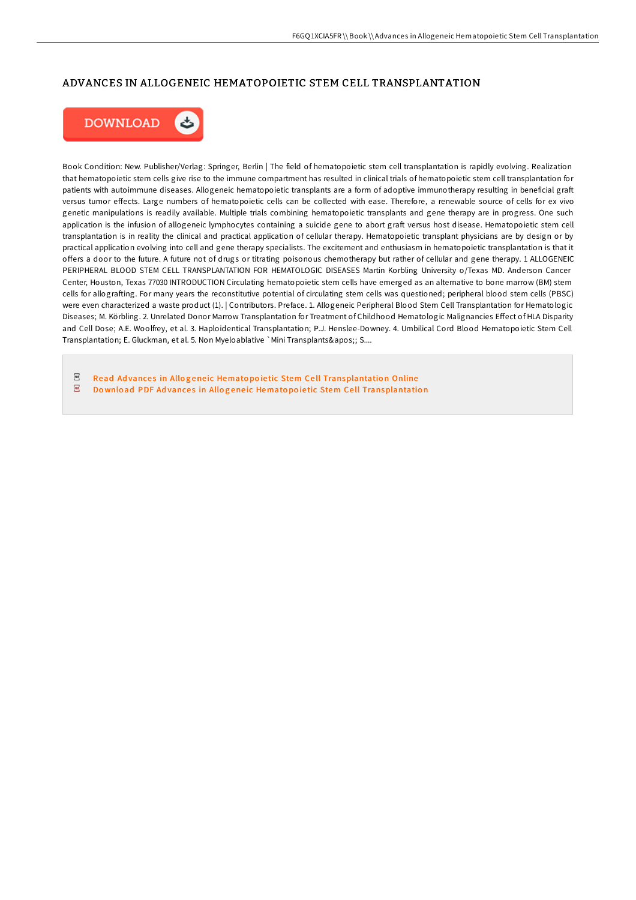# ADVANCES IN ALLOGENEIC HEMATOPOIETIC STEM CELL TRANSPLANTATION

Book Condition: New. Publisher/Verlag: Springer, Berlin | The field of hematopoietic stem cell transplantation is rapidly evolving. Realization that hematopoietic stem cells give rise to the immune compartment has resulted in clinical trials of hematopoietic stem cell transplantation for patients with autoimmune diseases. Allogeneic hematopoietic transplants are a form of adoptive immunotherapy resulting in beneficial graft versus tumor effects. Large numbers of hematopoietic cells can be collected with ease. Therefore, a renewable source of cells for ex vivo genetic manipulations is readily available. Multiple trials combining hematopoietic transplants and gene therapy are in progress. One such application is the infusion of allogeneic lymphocytes containing a suicide gene to abort graft versus host disease. Hematopoietic stem cell transplantation is in reality the clinical and practical application of cellular therapy. Hematopoietic transplant physicians are by design or by practical application evolving into cell and gene therapy specialists. The excitement and enthusiasm in hematopoietic transplantation is that it offers a door to the future. A future not of drugs or titrating poisonous chemotherapy but rather of cellular and gene therapy. 1 ALLOGENEIC PERIPHERAL BLOOD STEM CELL TRANSPLANTATION FOR HEMATOLOGIC DISEASES Martin Korbling University o/Texas MD. Anderson Cancer Center, Houston, Texas 77030 INTRODUCTION Circulating hematopoietic stem cells have emerged as an alternative to bone marrow (BM) stem cells for allografting. For many years the reconstitutive potential of circulating stem cells was questioned; peripheral blood stem cells (PBSC) were even characterized a waste product (1). | Contributors. Preface. 1. Allogeneic Peripheral Blood Stem Cell Transplantation for Hematologic Diseases; M. Körbling. 2. Unrelated Donor Marrow Transplantation for Treatment of Childhood Hematologic Malignancies Effect of HLA Disparity and Cell Dose; A.E. Woolfrey, et al. 3. Haploidentical Transplantation; P.J. Henslee-Downey. 4. Umbilical Cord Blood Hematopoietic Stem Cell Transplantation; E. Gluckman, et al. 5. Non Myeloablative `Mini Transplants&apos;; S....

Read Advances in Allogeneic Hematopoietic Stem Cell Transplantation Online
Download PDF Advances in Allogeneic Hematopoietic Stem Cell Transplantation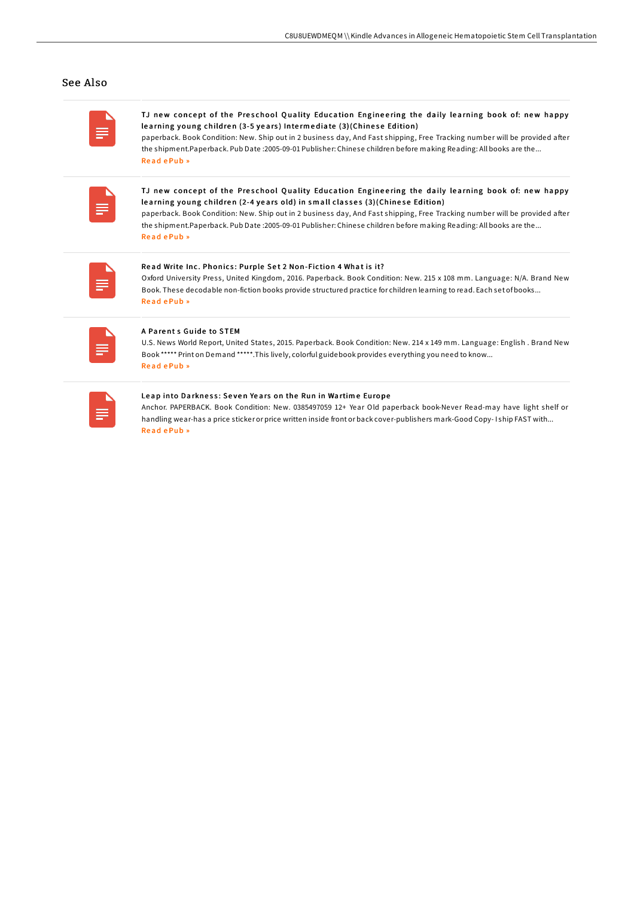## See Also

**TJ new concept of the Preschool Quality Education Engineering the daily learning book of: new happy learning young children (3-5 years) Intermediate (3)(Chinese Edition)**

paperback. Book Condition: New. Ship out in 2 business day, And Fast shipping, Free Tracking number will be provided after the shipment.Paperback. Pub Date :2005-09-01 Publisher: Chinese children before making Reading: All books are the...

Read ePub »

**TJ new concept of the Preschool Quality Education Engineering the daily learning book of: new happy learning young children (2-4 years old) in small classes (3)(Chinese Edition)**

paperback. Book Condition: New. Ship out in 2 business day, And Fast shipping, Free Tracking number will be provided after the shipment.Paperback. Pub Date :2005-09-01 Publisher: Chinese children before making Reading: All books are the...

Read ePub »

**Read Write Inc. Phonics: Purple Set 2 Non-Fiction 4 What is it?**

Oxford University Press, United Kingdom, 2016. Paperback. Book Condition: New. 215 x 108 mm. Language: N/A. Brand New Book. These decodable non-fiction books provide structured practice for children learning to read. Each set of books...

Read ePub »

**A Parent s Guide to STEM**

U.S. News World Report, United States, 2015. Paperback. Book Condition: New. 214 x 149 mm. Language: English . Brand New Book ***** Print on Demand *****.This lively, colorful guidebook provides everything you need to know...

Read ePub »

**Leap into Darkness: Seven Years on the Run in Wartime Europe**

Anchor. PAPERBACK. Book Condition: New. 0385497059 12+ Year Old paperback book-Never Read-may have light shelf or handling wear-has a price sticker or price written inside front or back cover-publishers mark-Good Copy- I ship FAST with...

Read ePub »